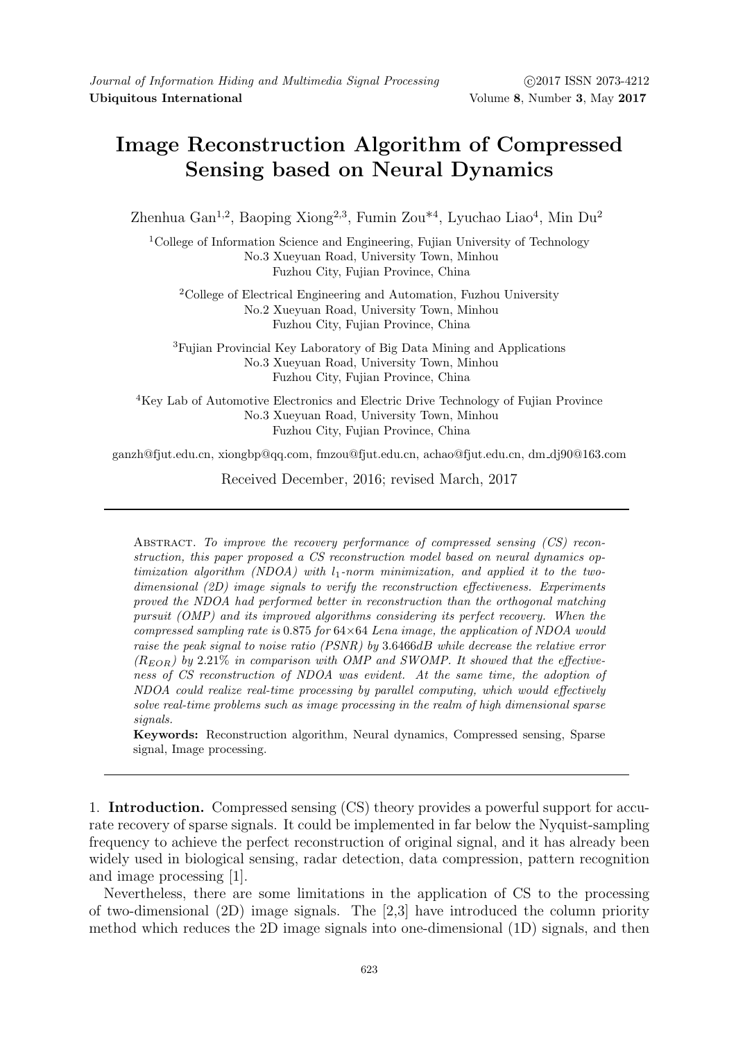# Image Reconstruction Algorithm of Compressed Sensing based on Neural Dynamics

Zhenhua Gan[1,2], Baoping Xiong[2,3], Fumin Zou*[4], Lyuchao Liao[4], Min Du[2]

[1]College of Information Science and Engineering, Fujian University of Technology
No.3 Xueyuan Road, University Town, Minhou
Fuzhou City, Fujian Province, China

[2]College of Electrical Engineering and Automation, Fuzhou University
No.2 Xueyuan Road, University Town, Minhou
Fuzhou City, Fujian Province, China

[3]Fujian Provincial Key Laboratory of Big Data Mining and Applications
No.3 Xueyuan Road, University Town, Minhou
Fuzhou City, Fujian Province, China

[4]Key Lab of Automotive Electronics and Electric Drive Technology of Fujian Province
No.3 Xueyuan Road, University Town, Minhou
Fuzhou City, Fujian Province, China

ganzh@fjut.edu.cn, xiongbp@qq.com, fmzou@fjut.edu.cn, achao@fjut.edu.cn, dm_dj90@163.com

Received December, 2016; revised March, 2017

---

Abstract. *To improve the recovery performance of compressed sensing (CS) reconstruction, this paper proposed a CS reconstruction model based on neural dynamics optimization algorithm (NDOA) with $l_1$-norm minimization, and applied it to the two-dimensional (2D) image signals to verify the reconstruction effectiveness. Experiments proved the NDOA had performed better in reconstruction than the orthogonal matching pursuit (OMP) and its improved algorithms considering its perfect recovery. When the compressed sampling rate is* 0.875 *for* 64×64 *Lena image, the application of NDOA would raise the peak signal to noise ratio (PSNR) by* 3.6466*dB while decrease the relative error* ($R_{EOR}$) *by* 2.21% *in comparison with OMP and SWOMP. It showed that the effectiveness of CS reconstruction of NDOA was evident. At the same time, the adoption of NDOA could realize real-time processing by parallel computing, which would effectively solve real-time problems such as image processing in the realm of high dimensional sparse signals.*

**Keywords:** Reconstruction algorithm, Neural dynamics, Compressed sensing, Sparse signal, Image processing.

---

## 1. Introduction.

Compressed sensing (CS) theory provides a powerful support for accurate recovery of sparse signals. It could be implemented in far below the Nyquist-sampling frequency to achieve the perfect reconstruction of original signal, and it has already been widely used in biological sensing, radar detection, data compression, pattern recognition and image processing [1].

Nevertheless, there are some limitations in the application of CS to the processing of two-dimensional (2D) image signals. The [2,3] have introduced the column priority method which reduces the 2D image signals into one-dimensional (1D) signals, and then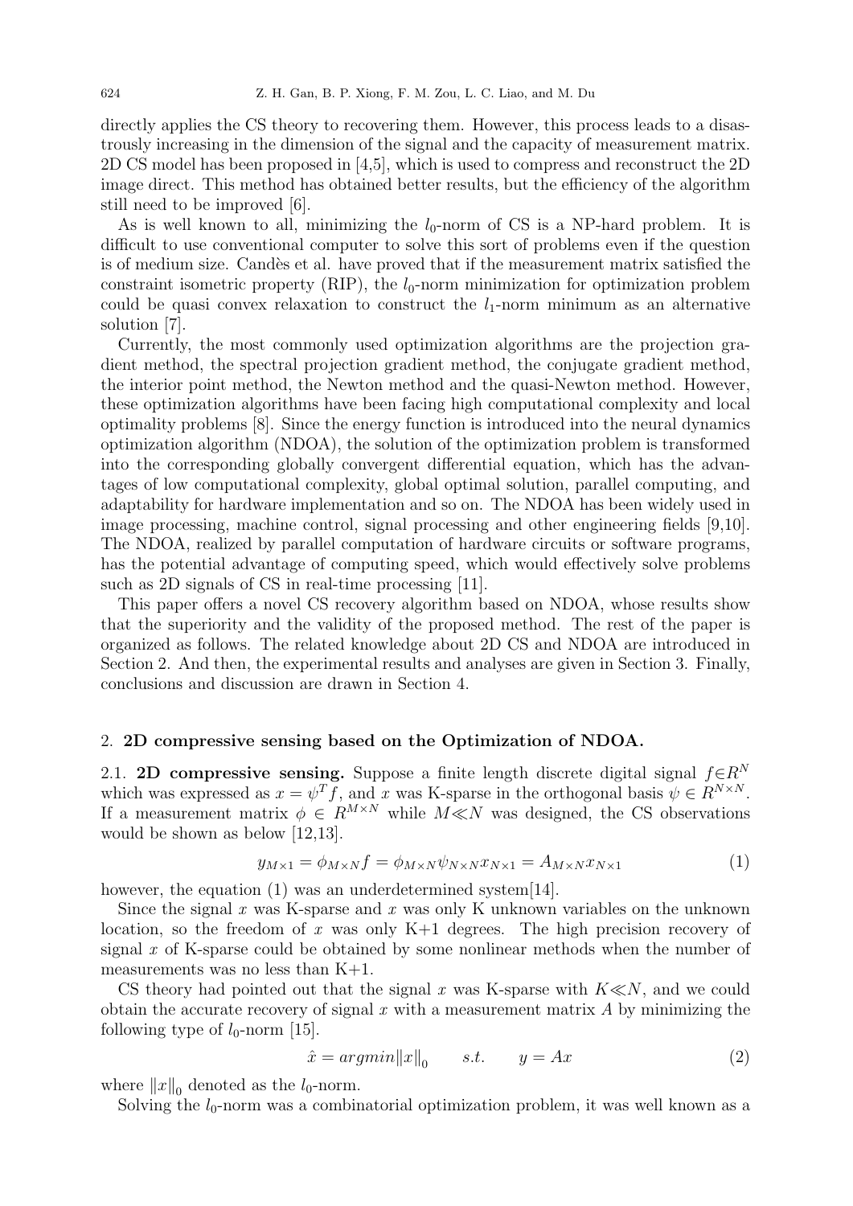directly applies the CS theory to recovering them. However, this process leads to a disastrously increasing in the dimension of the signal and the capacity of measurement matrix. 2D CS model has been proposed in [4,5], which is used to compress and reconstruct the 2D image direct. This method has obtained better results, but the efficiency of the algorithm still need to be improved [6].

As is well known to all, minimizing the $l_0$-norm of CS is a NP-hard problem. It is difficult to use conventional computer to solve this sort of problems even if the question is of medium size. Candès et al. have proved that if the measurement matrix satisfied the constraint isometric property (RIP), the $l_0$-norm minimization for optimization problem could be quasi convex relaxation to construct the $l_1$-norm minimum as an alternative solution [7].

Currently, the most commonly used optimization algorithms are the projection gradient method, the spectral projection gradient method, the conjugate gradient method, the interior point method, the Newton method and the quasi-Newton method. However, these optimization algorithms have been facing high computational complexity and local optimality problems [8]. Since the energy function is introduced into the neural dynamics optimization algorithm (NDOA), the solution of the optimization problem is transformed into the corresponding globally convergent differential equation, which has the advantages of low computational complexity, global optimal solution, parallel computing, and adaptability for hardware implementation and so on. The NDOA has been widely used in image processing, machine control, signal processing and other engineering fields [9,10]. The NDOA, realized by parallel computation of hardware circuits or software programs, has the potential advantage of computing speed, which would effectively solve problems such as 2D signals of CS in real-time processing [11].

This paper offers a novel CS recovery algorithm based on NDOA, whose results show that the superiority and the validity of the proposed method. The rest of the paper is organized as follows. The related knowledge about 2D CS and NDOA are introduced in Section 2. And then, the experimental results and analyses are given in Section 3. Finally, conclusions and discussion are drawn in Section 4.

## 2. 2D compressive sensing based on the Optimization of NDOA.

### 2.1. 2D compressive sensing.

Suppose a finite length discrete digital signal $f \in R^N$ which was expressed as $x = \psi^T f$, and $x$ was K-sparse in the orthogonal basis $\psi \in R^{N \times N}$. If a measurement matrix $\phi \in R^{M \times N}$ while $M \ll N$ was designed, the CS observations would be shown as below [12,13].

$$y_{M\times 1} = \phi_{M\times N} f = \phi_{M\times N}\psi_{N\times N} x_{N\times 1} = A_{M\times N} x_{N\times 1} \tag{1}$$

however, the equation (1) was an underdetermined system[14].

Since the signal $x$ was K-sparse and $x$ was only K unknown variables on the unknown location, so the freedom of $x$ was only K+1 degrees. The high precision recovery of signal $x$ of K-sparse could be obtained by some nonlinear methods when the number of measurements was no less than K+1.

CS theory had pointed out that the signal $x$ was K-sparse with $K \ll N$, and we could obtain the accurate recovery of signal $x$ with a measurement matrix $A$ by minimizing the following type of $l_0$-norm [15].

$$\hat{x} = argmin\|x\|_0 \qquad s.t. \qquad y = Ax \tag{2}$$

where $\|x\|_0$ denoted as the $l_0$-norm.

Solving the $l_0$-norm was a combinatorial optimization problem, it was well known as a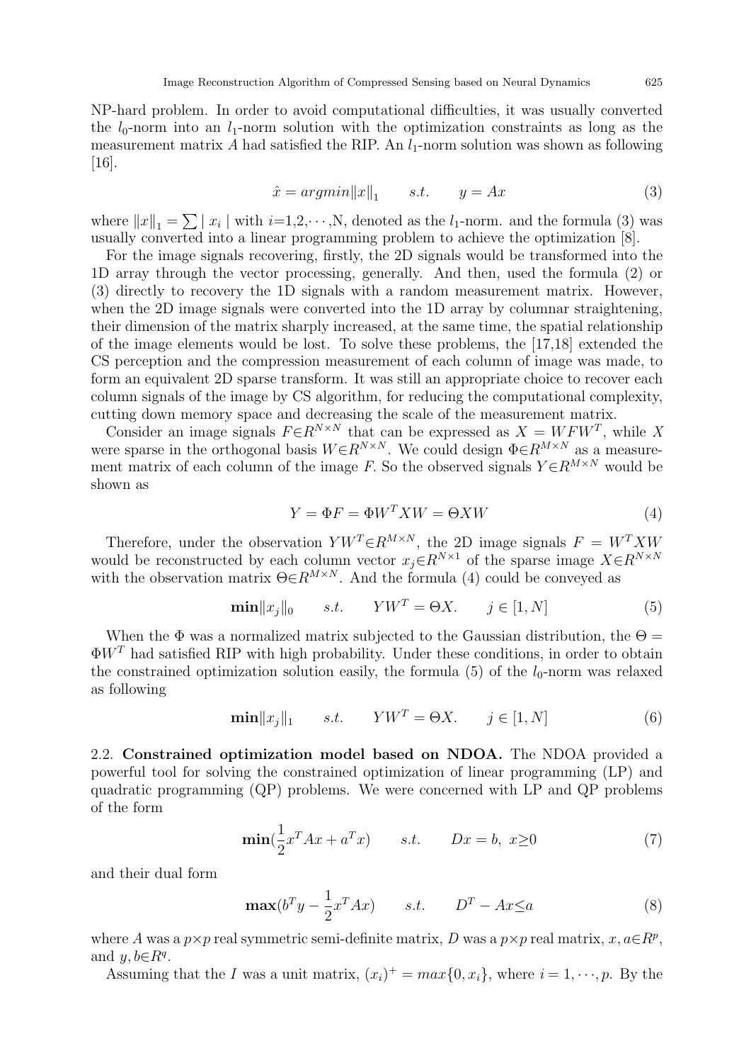NP-hard problem. In order to avoid computational difficulties, it was usually converted the $l_0$-norm into an $l_1$-norm solution with the optimization constraints as long as the measurement matrix $A$ had satisfied the RIP. An $l_1$-norm solution was shown as following [16].

$$\hat{x} = argmin\|x\|_1 \qquad s.t. \qquad y = Ax \tag{3}$$

where $\|x\|_1 = \sum | x_i |$ with $i$=1,2,$\cdots$,N, denoted as the $l_1$-norm. and the formula (3) was usually converted into a linear programming problem to achieve the optimization [8].

For the image signals recovering, firstly, the 2D signals would be transformed into the 1D array through the vector processing, generally. And then, used the formula (2) or (3) directly to recovery the 1D signals with a random measurement matrix. However, when the 2D image signals were converted into the 1D array by columnar straightening, their dimension of the matrix sharply increased, at the same time, the spatial relationship of the image elements would be lost. To solve these problems, the [17,18] extended the CS perception and the compression measurement of each column of image was made, to form an equivalent 2D sparse transform. It was still an appropriate choice to recover each column signals of the image by CS algorithm, for reducing the computational complexity, cutting down memory space and decreasing the scale of the measurement matrix.

Consider an image signals $F \in R^{N\times N}$ that can be expressed as $X = WFW^T$, while $X$ were sparse in the orthogonal basis $W \in R^{N\times N}$. We could design $\Phi \in R^{M\times N}$ as a measurement matrix of each column of the image $F$. So the observed signals $Y \in R^{M\times N}$ would be shown as

$$Y = \Phi F = \Phi W^T XW = \Theta XW \tag{4}$$

Therefore, under the observation $YW^T \in R^{M\times N}$, the 2D image signals $F = W^T XW$ would be reconstructed by each column vector $x_j \in R^{N\times 1}$ of the sparse image $X \in R^{N\times N}$ with the observation matrix $\Theta \in R^{M\times N}$. And the formula (4) could be conveyed as

$$\mathbf{min}\|x_j\|_0 \qquad s.t. \qquad YW^T = \Theta X. \qquad j \in [1, N] \tag{5}$$

When the $\Phi$ was a normalized matrix subjected to the Gaussian distribution, the $\Theta = \Phi W^T$ had satisfied RIP with high probability. Under these conditions, in order to obtain the constrained optimization solution easily, the formula (5) of the $l_0$-norm was relaxed as following

$$\mathbf{min}\|x_j\|_1 \qquad s.t. \qquad YW^T = \Theta X. \qquad j \in [1, N] \tag{6}$$

2.2. **Constrained optimization model based on NDOA.** The NDOA provided a powerful tool for solving the constrained optimization of linear programming (LP) and quadratic programming (QP) problems. We were concerned with LP and QP problems of the form

$$\mathbf{min}(\frac{1}{2}x^T Ax + a^T x) \qquad s.t. \qquad Dx = b, \ x \geq 0 \tag{7}$$

and their dual form

$$\mathbf{max}(b^T y - \frac{1}{2}x^T Ax) \qquad s.t. \qquad D^T - Ax \leq a \tag{8}$$

where $A$ was a $p\times p$ real symmetric semi-definite matrix, $D$ was a $p\times p$ real matrix, $x, a \in R^p$, and $y, b \in R^q$.

Assuming that the $I$ was a unit matrix, $(x_i)^+ = max\{0, x_i\}$, where $i = 1, \cdots, p$. By the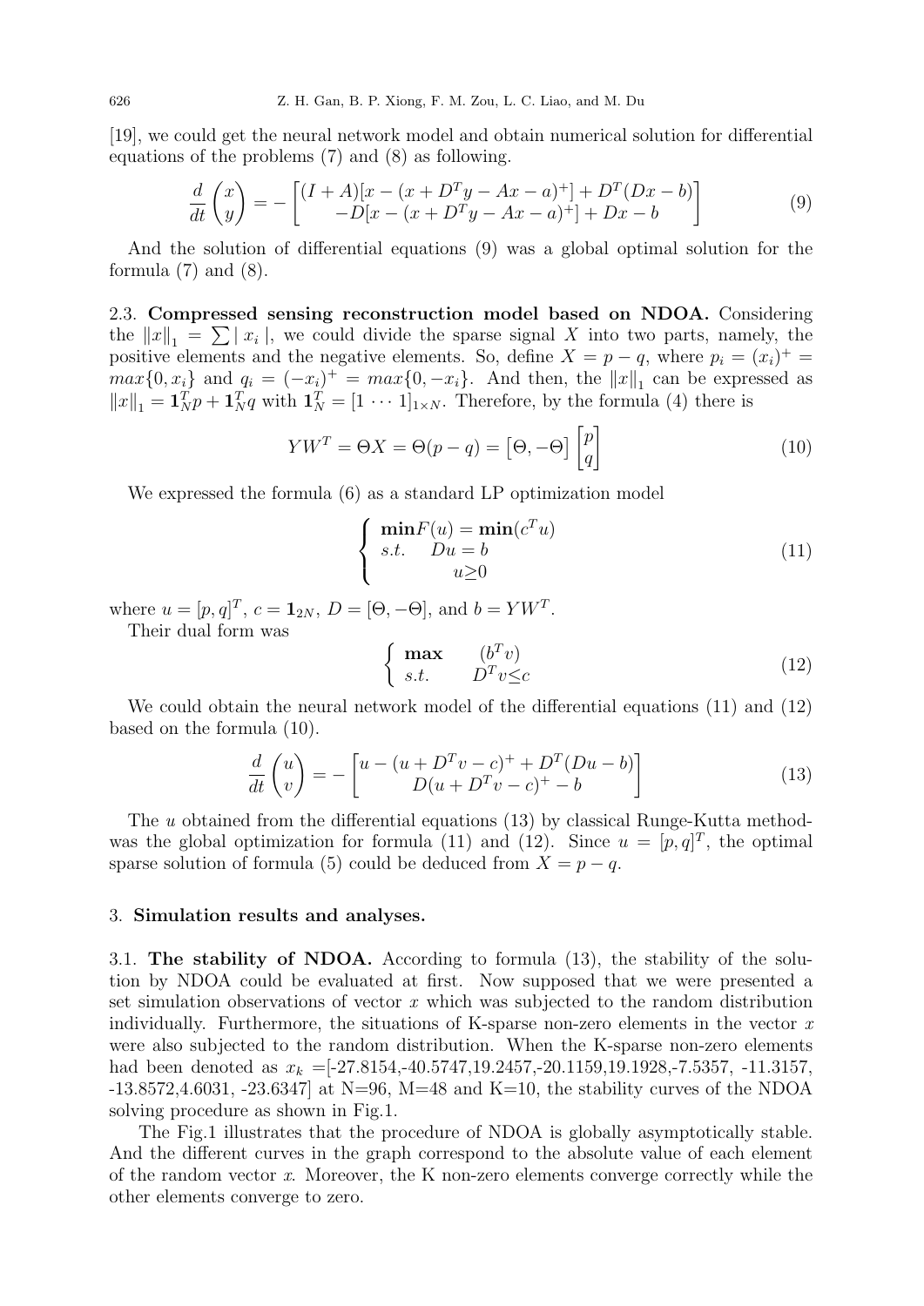[19], we could get the neural network model and obtain numerical solution for differential equations of the problems (7) and (8) as following.

$$\frac{d}{dt}\begin{pmatrix} x \\ y \end{pmatrix} = -\begin{bmatrix} (I+A)[x-(x+D^Ty-Ax-a)^+]+D^T(Dx-b) \\ -D[x-(x+D^Ty-Ax-a)^+]+Dx-b \end{bmatrix} \tag{9}$$

And the solution of differential equations (9) was a global optimal solution for the formula (7) and (8).

2.3. **Compressed sensing reconstruction model based on NDOA.** Considering the $\|x\|_1 = \sum | x_i |$, we could divide the sparse signal $X$ into two parts, namely, the positive elements and the negative elements. So, define $X = p - q$, where $p_i = (x_i)^+ = max\{0, x_i\}$ and $q_i = (-x_i)^+ = max\{0, -x_i\}$. And then, the $\|x\|_1$ can be expressed as $\|x\|_1 = \mathbf{1}_N^T p + \mathbf{1}_N^T q$ with $\mathbf{1}_N^T = [1 \cdots 1]_{1\times N}$. Therefore, by the formula (4) there is

$$YW^T = \Theta X = \Theta(p-q) = \begin{bmatrix} \Theta, -\Theta \end{bmatrix}\begin{bmatrix} p \\ q \end{bmatrix} \tag{10}$$

We expressed the formula (6) as a standard LP optimization model

$$\begin{cases} \mathbf{min}F(u) = \mathbf{min}(c^Tu) \\ s.t. \quad Du = b \\ \qquad\qquad u \geq 0 \end{cases} \tag{11}$$

where $u = [p, q]^T$, $c = \mathbf{1}_{2N}$, $D = [\Theta, -\Theta]$, and $b = YW^T$.

Their dual form was

$$\begin{cases} \mathbf{max} \qquad (b^Tv) \\ s.t. \qquad D^Tv \leq c \end{cases} \tag{12}$$

We could obtain the neural network model of the differential equations (11) and (12) based on the formula (10).

$$\frac{d}{dt}\begin{pmatrix} u \\ v \end{pmatrix} = -\begin{bmatrix} u-(u+D^Tv-c)^+ + D^T(Du-b) \\ D(u+D^Tv-c)^+ - b \end{bmatrix} \tag{13}$$

The $u$ obtained from the differential equations (13) by classical Runge-Kutta methodwas the global optimization for formula (11) and (12). Since $u = [p, q]^T$, the optimal sparse solution of formula (5) could be deduced from $X = p - q$.

## 3. Simulation results and analyses.

3.1. **The stability of NDOA.** According to formula (13), the stability of the solution by NDOA could be evaluated at first. Now supposed that we were presented a set simulation observations of vector $x$ which was subjected to the random distribution individually. Furthermore, the situations of K-sparse non-zero elements in the vector $x$ were also subjected to the random distribution. When the K-sparse non-zero elements had been denoted as $x_k$ =[-27.8154,-40.5747,19.2457,-20.1159,19.1928,-7.5357, -11.3157, -13.8572,4.6031, -23.6347] at N=96, M=48 and K=10, the stability curves of the NDOA solving procedure as shown in Fig.1.

The Fig.1 illustrates that the procedure of NDOA is globally asymptotically stable. And the different curves in the graph correspond to the absolute value of each element of the random vector $x$. Moreover, the K non-zero elements converge correctly while the other elements converge to zero.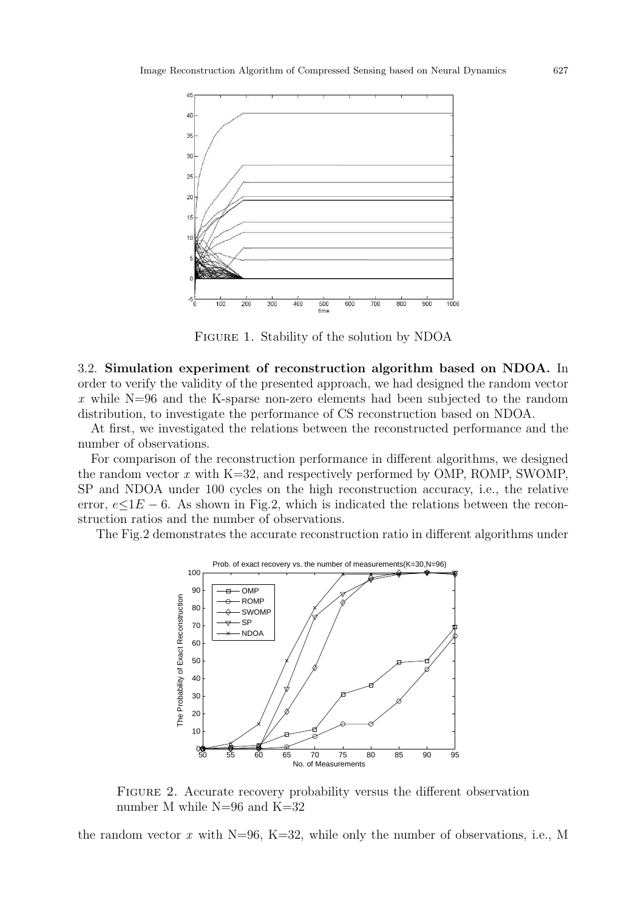Figure 1. Stability of the solution by NDOA

3.2. **Simulation experiment of reconstruction algorithm based on NDOA.** In order to verify the validity of the presented approach, we had designed the random vector $x$ while N=96 and the K-sparse non-zero elements had been subjected to the random distribution, to investigate the performance of CS reconstruction based on NDOA.

At first, we investigated the relations between the reconstructed performance and the number of observations.

For comparison of the reconstruction performance in different algorithms, we designed the random vector $x$ with K=32, and respectively performed by OMP, ROMP, SWOMP, SP and NDOA under 100 cycles on the high reconstruction accuracy, i.e., the relative error, $e \leq 1E-6$. As shown in Fig.2, which is indicated the relations between the reconstruction ratios and the number of observations.

The Fig.2 demonstrates the accurate reconstruction ratio in different algorithms under

Figure 2. Accurate recovery probability versus the different observation number M while N=96 and K=32

the random vector $x$ with N=96, K=32, while only the number of observations, i.e., M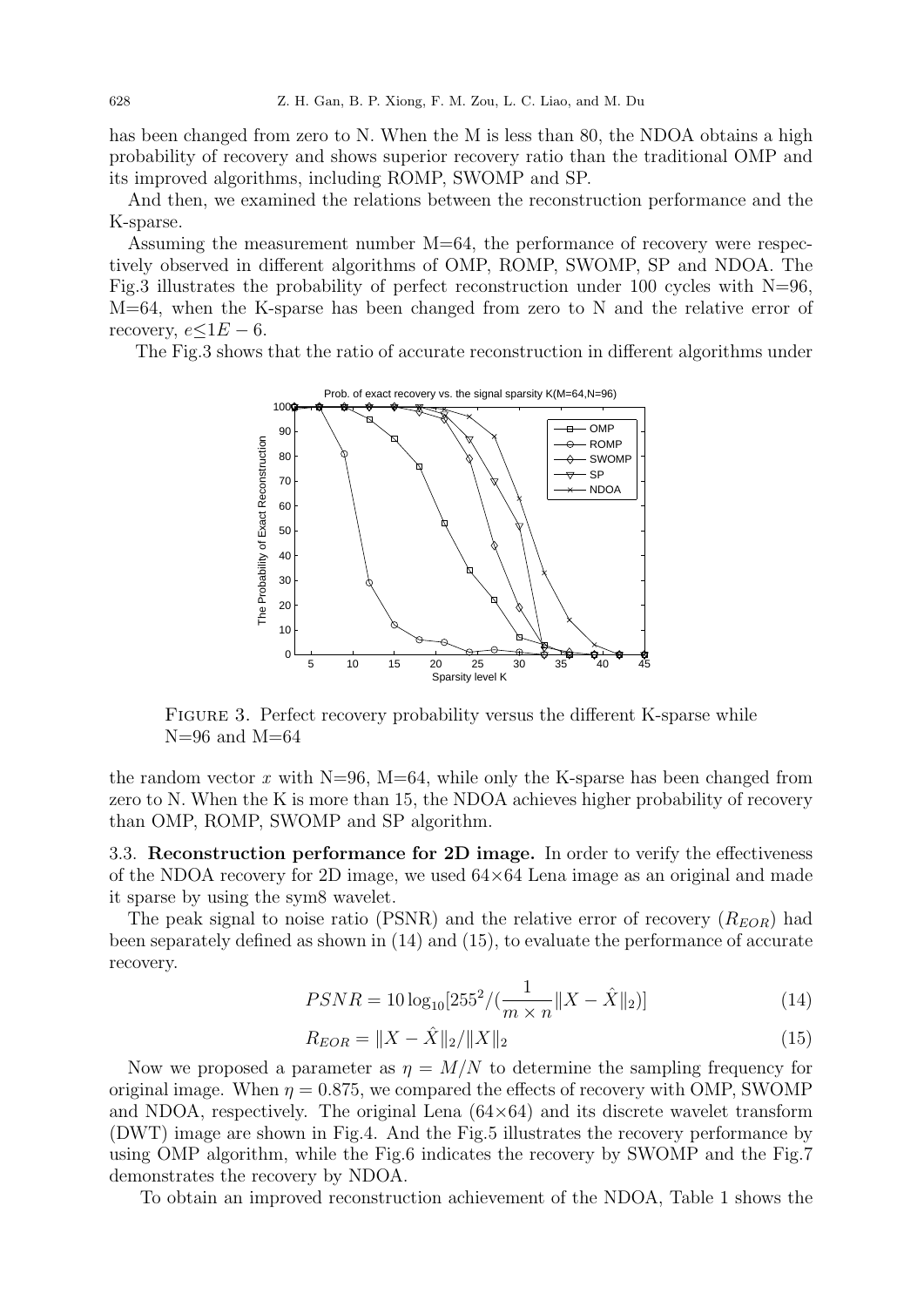has been changed from zero to N. When the M is less than 80, the NDOA obtains a high probability of recovery and shows superior recovery ratio than the traditional OMP and its improved algorithms, including ROMP, SWOMP and SP.

And then, we examined the relations between the reconstruction performance and the K-sparse.

Assuming the measurement number M=64, the performance of recovery were respectively observed in different algorithms of OMP, ROMP, SWOMP, SP and NDOA. The Fig.3 illustrates the probability of perfect reconstruction under 100 cycles with N=96, M=64, when the K-sparse has been changed from zero to N and the relative error of recovery, $e \leq 1E-6$.

The Fig.3 shows that the ratio of accurate reconstruction in different algorithms under

FIGURE 3. Perfect recovery probability versus the different K-sparse while N=96 and M=64

the random vector $x$ with N=96, M=64, while only the K-sparse has been changed from zero to N. When the K is more than 15, the NDOA achieves higher probability of recovery than OMP, ROMP, SWOMP and SP algorithm.

### 3.3. Reconstruction performance for 2D image.

In order to verify the effectiveness of the NDOA recovery for 2D image, we used 64×64 Lena image as an original and made it sparse by using the sym8 wavelet.

The peak signal to noise ratio (PSNR) and the relative error of recovery ($R_{EOR}$) had been separately defined as shown in (14) and (15), to evaluate the performance of accurate recovery.

$$PSNR = 10\log_{10}[255^2/(\frac{1}{m \times n}\|X - \hat{X}\|_2)] \quad (14)$$

$$R_{EOR} = \|X - \hat{X}\|_2/\|X\|_2 \quad (15)$$

Now we proposed a parameter as $\eta = M/N$ to determine the sampling frequency for original image. When $\eta = 0.875$, we compared the effects of recovery with OMP, SWOMP and NDOA, respectively. The original Lena (64×64) and its discrete wavelet transform (DWT) image are shown in Fig.4. And the Fig.5 illustrates the recovery performance by using OMP algorithm, while the Fig.6 indicates the recovery by SWOMP and the Fig.7 demonstrates the recovery by NDOA.

To obtain an improved reconstruction achievement of the NDOA, Table 1 shows the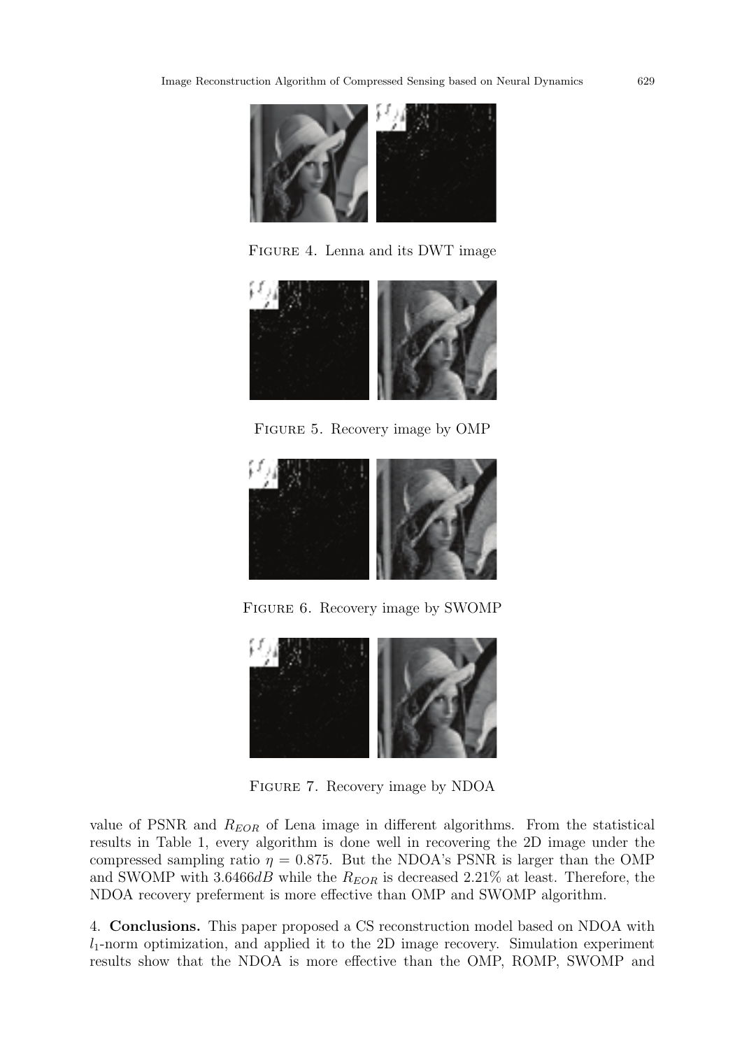Figure 4. Lenna and its DWT image

Figure 5. Recovery image by OMP

Figure 6. Recovery image by SWOMP

Figure 7. Recovery image by NDOA

value of PSNR and $R_{EOR}$ of Lena image in different algorithms. From the statistical results in Table 1, every algorithm is done well in recovering the 2D image under the compressed sampling ratio $\eta = 0.875$. But the NDOA's PSNR is larger than the OMP and SWOMP with $3.6466dB$ while the $R_{EOR}$ is decreased 2.21% at least. Therefore, the NDOA recovery preferment is more effective than OMP and SWOMP algorithm.

4. **Conclusions.** This paper proposed a CS reconstruction model based on NDOA with $l_1$-norm optimization, and applied it to the 2D image recovery. Simulation experiment results show that the NDOA is more effective than the OMP, ROMP, SWOMP and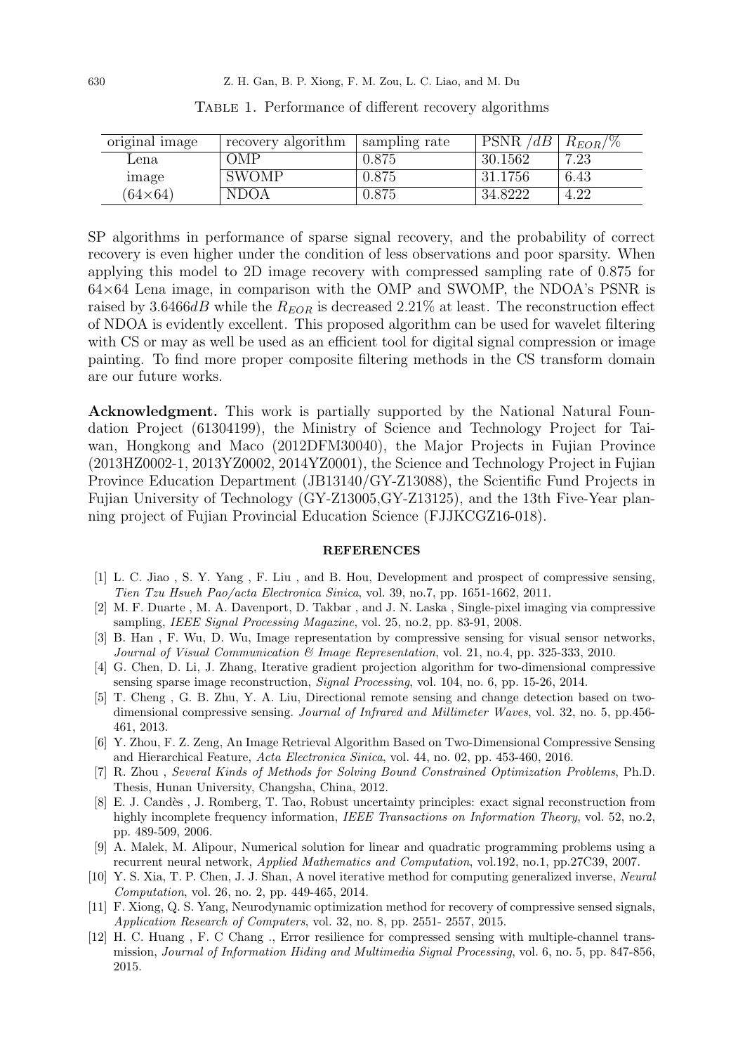Table 1. Performance of different recovery algorithms

| original image | recovery algorithm | sampling rate | PSNR $/dB$ | $R_{EOR}/\%$ |
|---|---|---|---|---|
| Lena | OMP | 0.875 | 30.1562 | 7.23 |
| image | SWOMP | 0.875 | 31.1756 | 6.43 |
| (64×64) | NDOA | 0.875 | 34.8222 | 4.22 |

SP algorithms in performance of sparse signal recovery, and the probability of correct recovery is even higher under the condition of less observations and poor sparsity. When applying this model to 2D image recovery with compressed sampling rate of 0.875 for 64×64 Lena image, in comparison with the OMP and SWOMP, the NDOA's PSNR is raised by $3.6466dB$ while the $R_{EOR}$ is decreased 2.21% at least. The reconstruction effect of NDOA is evidently excellent. This proposed algorithm can be used for wavelet filtering with CS or may as well be used as an efficient tool for digital signal compression or image painting. To find more proper composite filtering methods in the CS transform domain are our future works.

**Acknowledgment.** This work is partially supported by the National Natural Foundation Project (61304199), the Ministry of Science and Technology Project for Taiwan, Hongkong and Maco (2012DFM30040), the Major Projects in Fujian Province (2013HZ0002-1, 2013YZ0002, 2014YZ0001), the Science and Technology Project in Fujian Province Education Department (JB13140/GY-Z13088), the Scientific Fund Projects in Fujian University of Technology (GY-Z13005,GY-Z13125), and the 13th Five-Year planning project of Fujian Provincial Education Science (FJJKCGZ16-018).

## REFERENCES

[1] L. C. Jiao , S. Y. Yang , F. Liu , and B. Hou, Development and prospect of compressive sensing, *Tien Tzu Hsueh Pao/acta Electronica Sinica*, vol. 39, no.7, pp. 1651-1662, 2011.

[2] M. F. Duarte , M. A. Davenport, D. Takbar , and J. N. Laska , Single-pixel imaging via compressive sampling, *IEEE Signal Processing Magazine*, vol. 25, no.2, pp. 83-91, 2008.

[3] B. Han , F. Wu, D. Wu, Image representation by compressive sensing for visual sensor networks, *Journal of Visual Communication & Image Representation*, vol. 21, no.4, pp. 325-333, 2010.

[4] G. Chen, D. Li, J. Zhang, Iterative gradient projection algorithm for two-dimensional compressive sensing sparse image reconstruction, *Signal Processing*, vol. 104, no. 6, pp. 15-26, 2014.

[5] T. Cheng , G. B. Zhu, Y. A. Liu, Directional remote sensing and change detection based on two-dimensional compressive sensing. *Journal of Infrared and Millimeter Waves*, vol. 32, no. 5, pp.456-461, 2013.

[6] Y. Zhou, F. Z. Zeng, An Image Retrieval Algorithm Based on Two-Dimensional Compressive Sensing and Hierarchical Feature, *Acta Electronica Sinica*, vol. 44, no. 02, pp. 453-460, 2016.

[7] R. Zhou , *Several Kinds of Methods for Solving Bound Constrained Optimization Problems*, Ph.D. Thesis, Hunan University, Changsha, China, 2012.

[8] E. J. Candès , J. Romberg, T. Tao, Robust uncertainty principles: exact signal reconstruction from highly incomplete frequency information, *IEEE Transactions on Information Theory*, vol. 52, no.2, pp. 489-509, 2006.

[9] A. Malek, M. Alipour, Numerical solution for linear and quadratic programming problems using a recurrent neural network, *Applied Mathematics and Computation*, vol.192, no.1, pp.27C39, 2007.

[10] Y. S. Xia, T. P. Chen, J. J. Shan, A novel iterative method for computing generalized inverse, *Neural Computation*, vol. 26, no. 2, pp. 449-465, 2014.

[11] F. Xiong, Q. S. Yang, Neurodynamic optimization method for recovery of compressive sensed signals, *Application Research of Computers*, vol. 32, no. 8, pp. 2551- 2557, 2015.

[12] H. C. Huang , F. C Chang ., Error resilience for compressed sensing with multiple-channel transmission, *Journal of Information Hiding and Multimedia Signal Processing*, vol. 6, no. 5, pp. 847-856, 2015.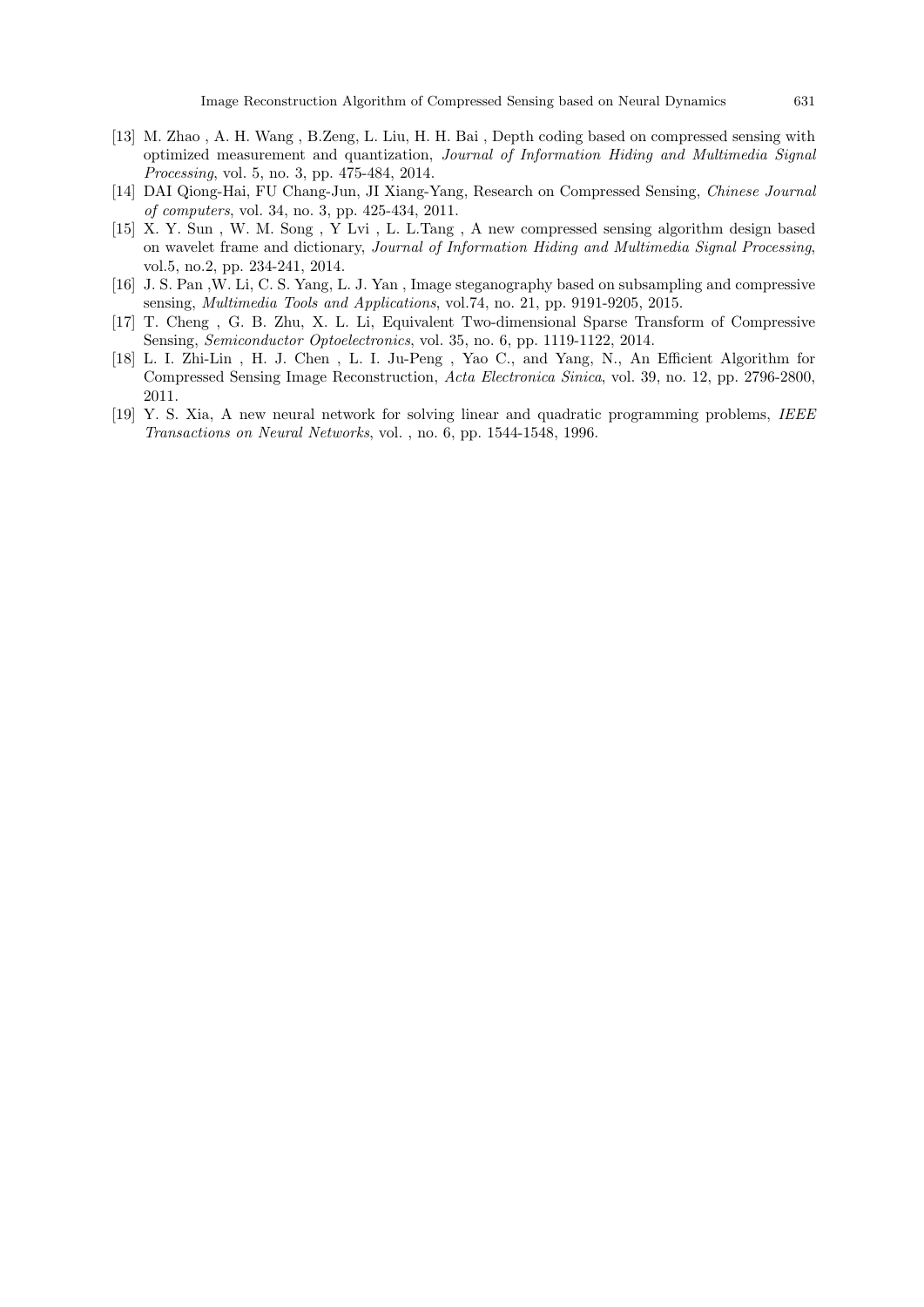[13] M. Zhao , A. H. Wang , B.Zeng, L. Liu, H. H. Bai , Depth coding based on compressed sensing with optimized measurement and quantization, *Journal of Information Hiding and Multimedia Signal Processing*, vol. 5, no. 3, pp. 475-484, 2014.

[14] DAI Qiong-Hai, FU Chang-Jun, JI Xiang-Yang, Research on Compressed Sensing, *Chinese Journal of computers*, vol. 34, no. 3, pp. 425-434, 2011.

[15] X. Y. Sun , W. M. Song , Y Lvi , L. L.Tang , A new compressed sensing algorithm design based on wavelet frame and dictionary, *Journal of Information Hiding and Multimedia Signal Processing*, vol.5, no.2, pp. 234-241, 2014.

[16] J. S. Pan ,W. Li, C. S. Yang, L. J. Yan , Image steganography based on subsampling and compressive sensing, *Multimedia Tools and Applications*, vol.74, no. 21, pp. 9191-9205, 2015.

[17] T. Cheng , G. B. Zhu, X. L. Li, Equivalent Two-dimensional Sparse Transform of Compressive Sensing, *Semiconductor Optoelectronics*, vol. 35, no. 6, pp. 1119-1122, 2014.

[18] L. I. Zhi-Lin , H. J. Chen , L. I. Ju-Peng , Yao C., and Yang, N., An Efficient Algorithm for Compressed Sensing Image Reconstruction, *Acta Electronica Sinica*, vol. 39, no. 12, pp. 2796-2800, 2011.

[19] Y. S. Xia, A new neural network for solving linear and quadratic programming problems, *IEEE Transactions on Neural Networks*, vol. , no. 6, pp. 1544-1548, 1996.